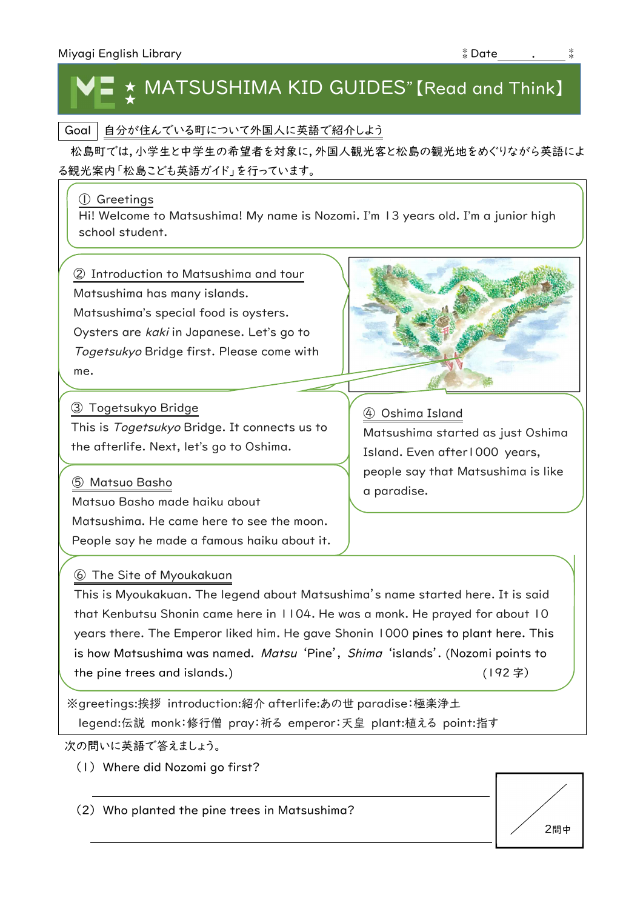Miyagi English Library　　　　　　　　　　　　　　　　　　Date＿＿＿.＿＿＿

# ★ MATSUSHIMA KID GUIDES"【Read and Think】

Goal　自分が住んでいる町について外国人に英語で紹介しよう

松島町では，小学生と中学生の希望者を対象に，外国人観光客と松島の観光地をめぐりながら英語による観光案内「松島こども英語ガイド」を行っています。

① Greetings
Hi! Welcome to Matsushima! My name is Nozomi. I'm 13 years old. I'm a junior high school student.

② Introduction to Matsushima and tour
Matsushima has many islands.
Matsushima's special food is oysters.
Oysters are *kaki* in Japanese. Let's go to *Togetsukyo* Bridge first. Please come with me.

③ Togetsukyo Bridge
This is *Togetsukyo* Bridge. It connects us to the afterlife. Next, let's go to Oshima.

④ Oshima Island
Matsushima started as just Oshima Island. Even after 1000 years, people say that Matsushima is like a paradise.

⑤ Matsuo Basho
Matsuo Basho made haiku about Matsushima. He came here to see the moon. People say he made a famous haiku about it.

⑥ The Site of Myoukakuan
This is Myoukakuan. The legend about Matsushima's name started here. It is said that Kenbutsu Shonin came here in 1104. He was a monk. He prayed for about 10 years there. The Emperor liked him. He gave Shonin 1000 pines to plant here. This is how Matsushima was named. *Matsu* 'Pine', *Shima* 'islands'. (Nozomi points to the pine trees and islands.)　　　　(192 字)

※greetings:挨拶　introduction:紹介 afterlife:あの世 paradise:極楽浄土
legend:伝説　monk:修行僧　pray:祈る　emperor:天皇　plant:植える　point:指す

次の問いに英語で答えましょう。

(1) Where did Nozomi go first?

＿＿＿＿＿＿＿＿＿＿＿＿＿＿＿＿＿＿＿＿＿＿＿＿＿＿＿＿＿

(2) Who planted the pine trees in Matsushima?

＿＿＿＿＿＿＿＿＿＿＿＿＿＿＿＿＿＿＿＿＿＿＿＿＿＿＿＿＿

／2問中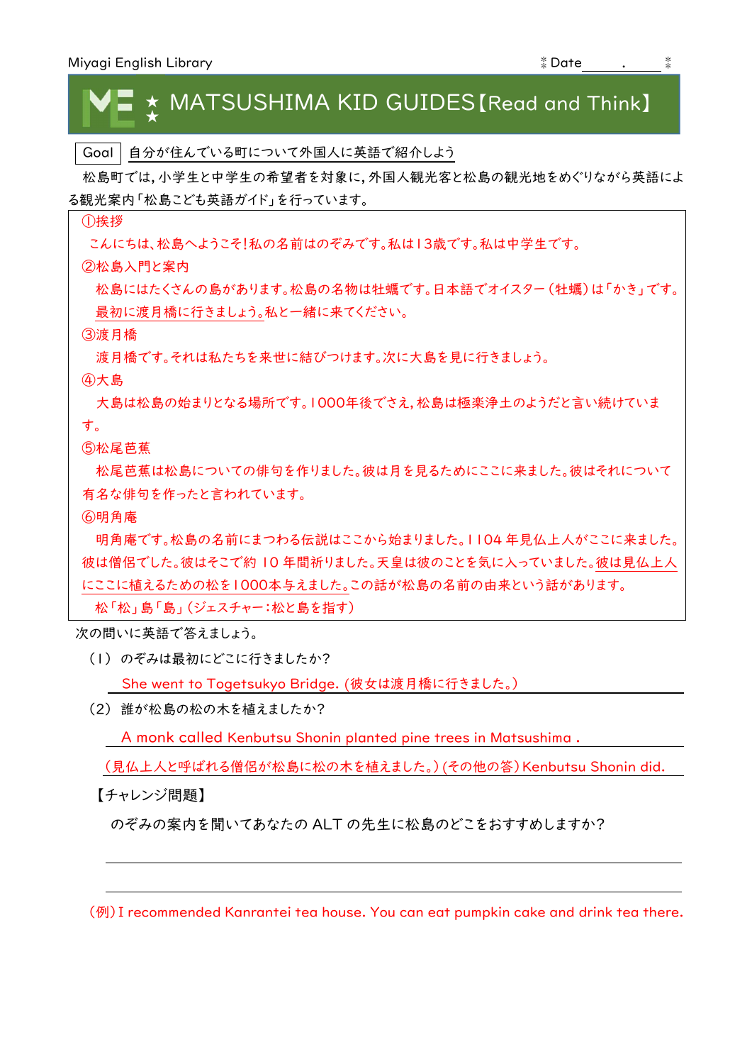Miyagi English Library　　Date＿＿．＿＿

# MATSUSHIMA KID GUIDES【Read and Think】

Goal　自分が住んでいる町について外国人に英語で紹介しよう

松島町では，小学生と中学生の希望者を対象に，外国人観光客と松島の観光地をめぐりながら英語による観光案内「松島こども英語ガイド」を行っています。

①挨拶

こんにちは、松島へようこそ！私の名前はのぞみです。私は13歳です。私は中学生です。

②松島入門と案内

松島にはたくさんの島があります。松島の名物は牡蠣です。日本語でオイスター（牡蠣）は「かき」です。最初に渡月橋に行きましょう。私と一緒に来てください。

③渡月橋

渡月橋です。それは私たちを来世に結びつけます。次に大島を見に行きましょう。

④大島

大島は松島の始まりとなる場所です。1000年後でさえ，松島は極楽浄土のようだと言い続けています。

⑤松尾芭蕉

松尾芭蕉は松島についての俳句を作りました。彼は月を見るためにここに来ました。彼はそれについて有名な俳句を作ったと言われています。

⑥明角庵

明角庵です。松島の名前にまつわる伝説はここから始まりました。1104年見仏上人がここに来ました。彼は僧侶でした。彼はそこで約10年間祈りました。天皇は彼のことを気に入っていました。彼は見仏上人にここに植えるための松を1000本与えました。この話が松島の名前の由来という話があります。

松「松」島「島」（ジェスチャー：松と島を指す）

次の問いに英語で答えましょう。

（1）のぞみは最初にどこに行きましたか？

She went to Togetsukyo Bridge. (彼女は渡月橋に行きました。)

（2）誰が松島の松の木を植えましたか？

A monk called Kenbutsu Shonin planted pine trees in Matsushima .

（見仏上人と呼ばれる僧侶が松島に松の木を植えました。）（その他の答）Kenbutsu Shonin did.

【チャレンジ問題】

のぞみの案内を聞いてあなたの ALT の先生に松島のどこをおすすめしますか？

＿＿＿＿＿＿＿＿＿＿＿＿＿＿＿＿＿＿＿＿＿＿＿＿＿＿＿＿＿＿

＿＿＿＿＿＿＿＿＿＿＿＿＿＿＿＿＿＿＿＿＿＿＿＿＿＿＿＿＿＿

（例）I recommended Kanrantei tea house. You can eat pumpkin cake and drink tea there.